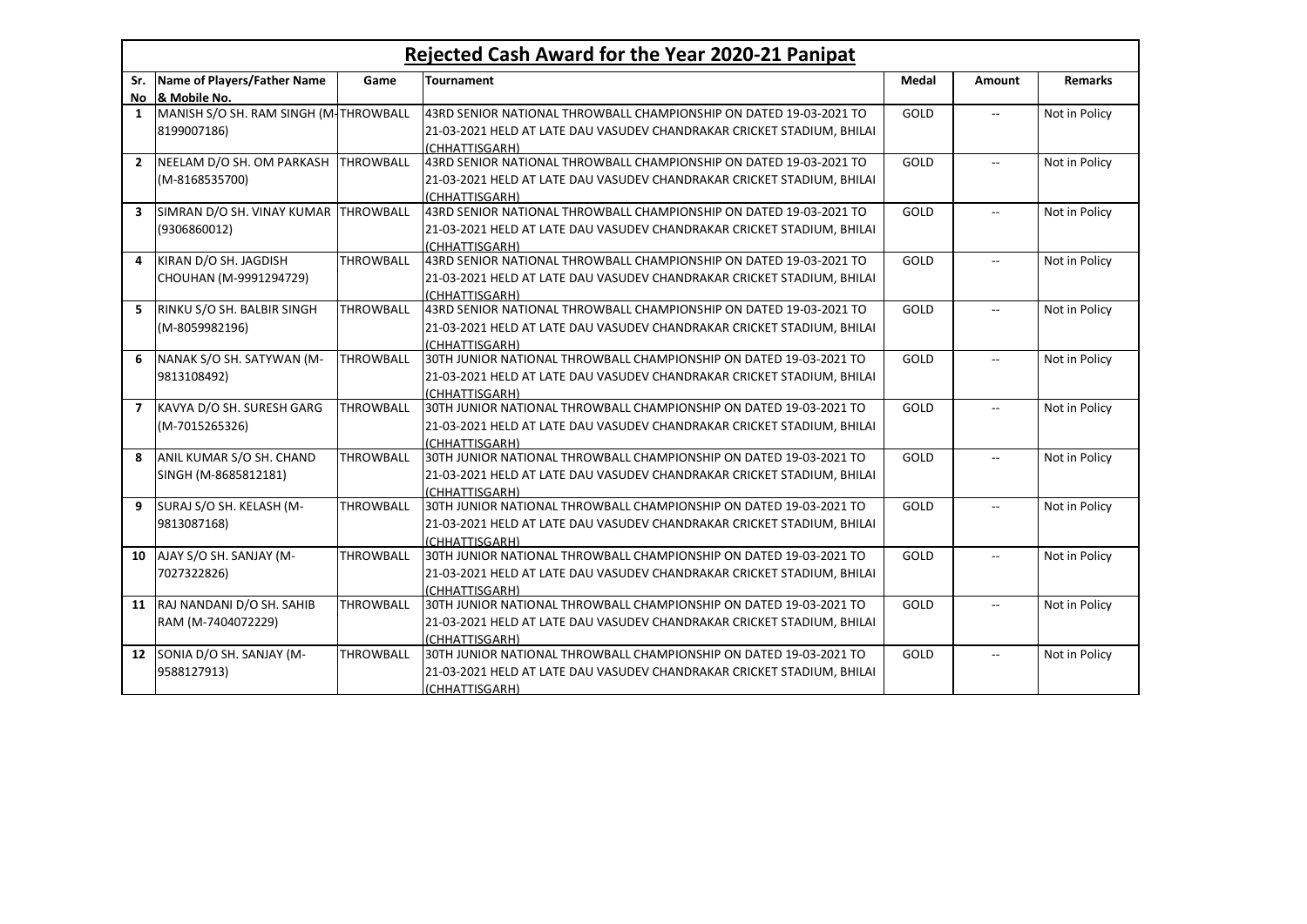# Rejected Cash Award for the Year 2020-21 Panipat

| Sr. No | Name of Players/Father Name & Mobile No. | Game | Tournament | Medal | Amount | Remarks |
|---|---|---|---|---|---|---|
| 1 | MANISH S/O SH. RAM SINGH (M-8199007186) | THROWBALL | 43RD SENIOR NATIONAL THROWBALL CHAMPIONSHIP ON DATED 19-03-2021 TO 21-03-2021 HELD AT LATE DAU VASUDEV CHANDRAKAR CRICKET STADIUM, BHILAI (CHHATTISGARH) | GOLD | -- | Not in Policy |
| 2 | NEELAM D/O SH. OM PARKASH (M-8168535700) | THROWBALL | 43RD SENIOR NATIONAL THROWBALL CHAMPIONSHIP ON DATED 19-03-2021 TO 21-03-2021 HELD AT LATE DAU VASUDEV CHANDRAKAR CRICKET STADIUM, BHILAI (CHHATTISGARH) | GOLD | -- | Not in Policy |
| 3 | SIMRAN D/O SH. VINAY KUMAR (9306860012) | THROWBALL | 43RD SENIOR NATIONAL THROWBALL CHAMPIONSHIP ON DATED 19-03-2021 TO 21-03-2021 HELD AT LATE DAU VASUDEV CHANDRAKAR CRICKET STADIUM, BHILAI (CHHATTISGARH) | GOLD | -- | Not in Policy |
| 4 | KIRAN D/O SH. JAGDISH CHOUHAN (M-9991294729) | THROWBALL | 43RD SENIOR NATIONAL THROWBALL CHAMPIONSHIP ON DATED 19-03-2021 TO 21-03-2021 HELD AT LATE DAU VASUDEV CHANDRAKAR CRICKET STADIUM, BHILAI (CHHATTISGARH) | GOLD | -- | Not in Policy |
| 5 | RINKU S/O SH. BALBIR SINGH (M-8059982196) | THROWBALL | 43RD SENIOR NATIONAL THROWBALL CHAMPIONSHIP ON DATED 19-03-2021 TO 21-03-2021 HELD AT LATE DAU VASUDEV CHANDRAKAR CRICKET STADIUM, BHILAI (CHHATTISGARH) | GOLD | -- | Not in Policy |
| 6 | NANAK S/O SH. SATYWAN (M-9813108492) | THROWBALL | 30TH JUNIOR NATIONAL THROWBALL CHAMPIONSHIP ON DATED 19-03-2021 TO 21-03-2021 HELD AT LATE DAU VASUDEV CHANDRAKAR CRICKET STADIUM, BHILAI (CHHATTISGARH) | GOLD | -- | Not in Policy |
| 7 | KAVYA D/O SH. SURESH GARG (M-7015265326) | THROWBALL | 30TH JUNIOR NATIONAL THROWBALL CHAMPIONSHIP ON DATED 19-03-2021 TO 21-03-2021 HELD AT LATE DAU VASUDEV CHANDRAKAR CRICKET STADIUM, BHILAI (CHHATTISGARH) | GOLD | -- | Not in Policy |
| 8 | ANIL KUMAR S/O SH. CHAND SINGH (M-8685812181) | THROWBALL | 30TH JUNIOR NATIONAL THROWBALL CHAMPIONSHIP ON DATED 19-03-2021 TO 21-03-2021 HELD AT LATE DAU VASUDEV CHANDRAKAR CRICKET STADIUM, BHILAI (CHHATTISGARH) | GOLD | -- | Not in Policy |
| 9 | SURAJ S/O SH. KELASH (M-9813087168) | THROWBALL | 30TH JUNIOR NATIONAL THROWBALL CHAMPIONSHIP ON DATED 19-03-2021 TO 21-03-2021 HELD AT LATE DAU VASUDEV CHANDRAKAR CRICKET STADIUM, BHILAI (CHHATTISGARH) | GOLD | -- | Not in Policy |
| 10 | AJAY S/O SH. SANJAY (M-7027322826) | THROWBALL | 30TH JUNIOR NATIONAL THROWBALL CHAMPIONSHIP ON DATED 19-03-2021 TO 21-03-2021 HELD AT LATE DAU VASUDEV CHANDRAKAR CRICKET STADIUM, BHILAI (CHHATTISGARH) | GOLD | -- | Not in Policy |
| 11 | RAJ NANDANI D/O SH. SAHIB RAM (M-7404072229) | THROWBALL | 30TH JUNIOR NATIONAL THROWBALL CHAMPIONSHIP ON DATED 19-03-2021 TO 21-03-2021 HELD AT LATE DAU VASUDEV CHANDRAKAR CRICKET STADIUM, BHILAI (CHHATTISGARH) | GOLD | -- | Not in Policy |
| 12 | SONIA D/O SH. SANJAY (M-9588127913) | THROWBALL | 30TH JUNIOR NATIONAL THROWBALL CHAMPIONSHIP ON DATED 19-03-2021 TO 21-03-2021 HELD AT LATE DAU VASUDEV CHANDRAKAR CRICKET STADIUM, BHILAI (CHHATTISGARH) | GOLD | -- | Not in Policy |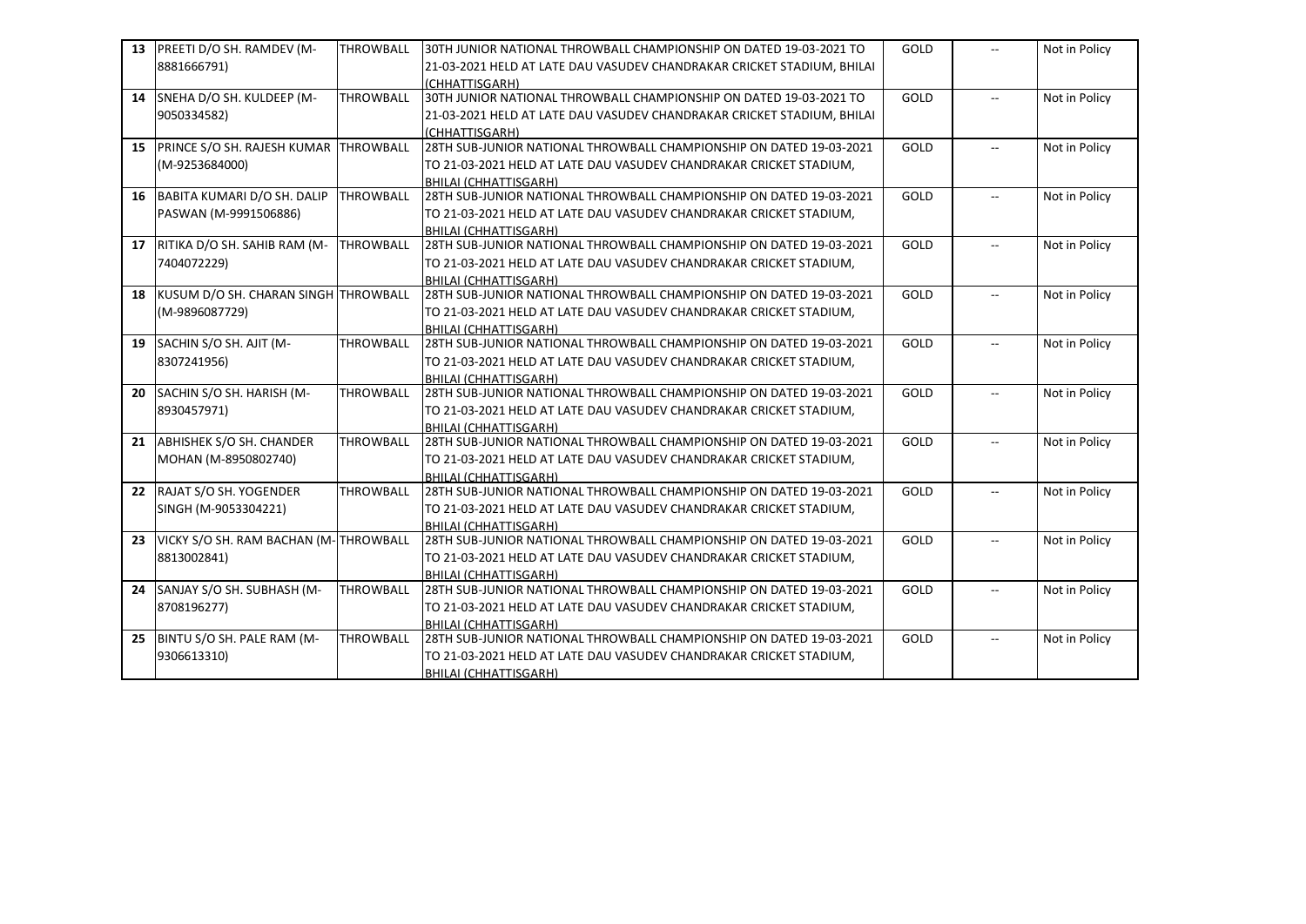| 13 | PREETI D/O SH. RAMDEV (M-8881666791) | THROWBALL | 30TH JUNIOR NATIONAL THROWBALL CHAMPIONSHIP ON DATED 19-03-2021 TO 21-03-2021 HELD AT LATE DAU VASUDEV CHANDRAKAR CRICKET STADIUM, BHILAI (CHHATTISGARH) | GOLD | -- | Not in Policy |
|---|---|---|---|---|---|---|
| 14 | SNEHA D/O SH. KULDEEP (M-9050334582) | THROWBALL | 30TH JUNIOR NATIONAL THROWBALL CHAMPIONSHIP ON DATED 19-03-2021 TO 21-03-2021 HELD AT LATE DAU VASUDEV CHANDRAKAR CRICKET STADIUM, BHILAI (CHHATTISGARH) | GOLD | -- | Not in Policy |
| 15 | PRINCE S/O SH. RAJESH KUMAR (M-9253684000) | THROWBALL | 28TH SUB-JUNIOR NATIONAL THROWBALL CHAMPIONSHIP ON DATED 19-03-2021 TO 21-03-2021 HELD AT LATE DAU VASUDEV CHANDRAKAR CRICKET STADIUM, BHILAI (CHHATTISGARH) | GOLD | -- | Not in Policy |
| 16 | BABITA KUMARI D/O SH. DALIP PASWAN (M-9991506886) | THROWBALL | 28TH SUB-JUNIOR NATIONAL THROWBALL CHAMPIONSHIP ON DATED 19-03-2021 TO 21-03-2021 HELD AT LATE DAU VASUDEV CHANDRAKAR CRICKET STADIUM, BHILAI (CHHATTISGARH) | GOLD | -- | Not in Policy |
| 17 | RITIKA D/O SH. SAHIB RAM (M-7404072229) | THROWBALL | 28TH SUB-JUNIOR NATIONAL THROWBALL CHAMPIONSHIP ON DATED 19-03-2021 TO 21-03-2021 HELD AT LATE DAU VASUDEV CHANDRAKAR CRICKET STADIUM, BHILAI (CHHATTISGARH) | GOLD | -- | Not in Policy |
| 18 | KUSUM D/O SH. CHARAN SINGH (M-9896087729) | THROWBALL | 28TH SUB-JUNIOR NATIONAL THROWBALL CHAMPIONSHIP ON DATED 19-03-2021 TO 21-03-2021 HELD AT LATE DAU VASUDEV CHANDRAKAR CRICKET STADIUM, BHILAI (CHHATTISGARH) | GOLD | -- | Not in Policy |
| 19 | SACHIN S/O SH. AJIT (M-8307241956) | THROWBALL | 28TH SUB-JUNIOR NATIONAL THROWBALL CHAMPIONSHIP ON DATED 19-03-2021 TO 21-03-2021 HELD AT LATE DAU VASUDEV CHANDRAKAR CRICKET STADIUM, BHILAI (CHHATTISGARH) | GOLD | -- | Not in Policy |
| 20 | SACHIN S/O SH. HARISH (M-8930457971) | THROWBALL | 28TH SUB-JUNIOR NATIONAL THROWBALL CHAMPIONSHIP ON DATED 19-03-2021 TO 21-03-2021 HELD AT LATE DAU VASUDEV CHANDRAKAR CRICKET STADIUM, BHILAI (CHHATTISGARH) | GOLD | -- | Not in Policy |
| 21 | ABHISHEK S/O SH. CHANDER MOHAN (M-8950802740) | THROWBALL | 28TH SUB-JUNIOR NATIONAL THROWBALL CHAMPIONSHIP ON DATED 19-03-2021 TO 21-03-2021 HELD AT LATE DAU VASUDEV CHANDRAKAR CRICKET STADIUM, BHILAI (CHHATTISGARH) | GOLD | -- | Not in Policy |
| 22 | RAJAT S/O SH. YOGENDER SINGH (M-9053304221) | THROWBALL | 28TH SUB-JUNIOR NATIONAL THROWBALL CHAMPIONSHIP ON DATED 19-03-2021 TO 21-03-2021 HELD AT LATE DAU VASUDEV CHANDRAKAR CRICKET STADIUM, BHILAI (CHHATTISGARH) | GOLD | -- | Not in Policy |
| 23 | VICKY S/O SH. RAM BACHAN (M-8813002841) | THROWBALL | 28TH SUB-JUNIOR NATIONAL THROWBALL CHAMPIONSHIP ON DATED 19-03-2021 TO 21-03-2021 HELD AT LATE DAU VASUDEV CHANDRAKAR CRICKET STADIUM, BHILAI (CHHATTISGARH) | GOLD | -- | Not in Policy |
| 24 | SANJAY S/O SH. SUBHASH (M-8708196277) | THROWBALL | 28TH SUB-JUNIOR NATIONAL THROWBALL CHAMPIONSHIP ON DATED 19-03-2021 TO 21-03-2021 HELD AT LATE DAU VASUDEV CHANDRAKAR CRICKET STADIUM, BHILAI (CHHATTISGARH) | GOLD | -- | Not in Policy |
| 25 | BINTU S/O SH. PALE RAM (M-9306613310) | THROWBALL | 28TH SUB-JUNIOR NATIONAL THROWBALL CHAMPIONSHIP ON DATED 19-03-2021 TO 21-03-2021 HELD AT LATE DAU VASUDEV CHANDRAKAR CRICKET STADIUM, BHILAI (CHHATTISGARH) | GOLD | -- | Not in Policy |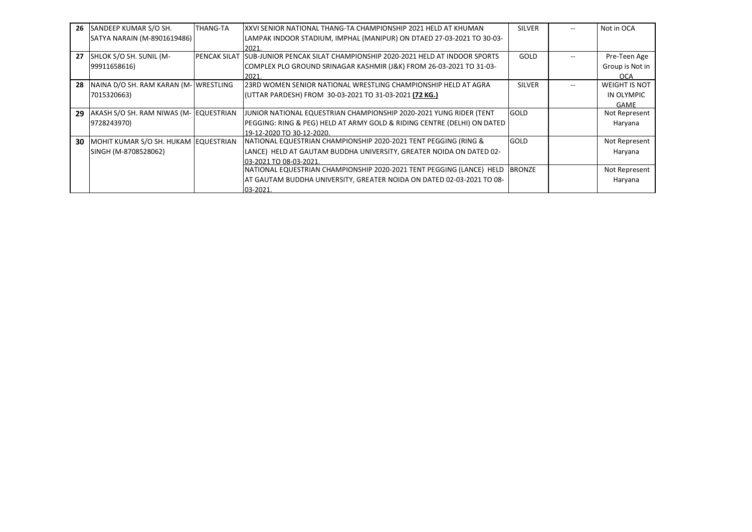| | | | | | | |
|---|---|---|---|---|---|---|
| 26 | SANDEEP KUMAR S/O SH. SATYA NARAIN (M-8901619486) | THANG-TA | XXVI SENIOR NATIONAL THANG-TA CHAMPIONSHIP 2021 HELD AT KHUMAN LAMPAK INDOOR STADIUM, IMPHAL (MANIPUR) ON DTAED 27-03-2021 TO 30-03-2021. | SILVER | -- | Not in OCA |
| 27 | SHLOK S/O SH. SUNIL (M-99911658616) | PENCAK SILAT | SUB-JUNIOR PENCAK SILAT CHAMPIONSHIP 2020-2021 HELD AT INDOOR SPORTS COMPLEX PLO GROUND SRINAGAR KASHMIR (J&K) FROM 26-03-2021 TO 31-03-2021. | GOLD | -- | Pre-Teen Age Group is Not in OCA |
| 28 | NAINA D/O SH. RAM KARAN (M-7015320663) | WRESTLING | 23RD WOMEN SENIOR NATIONAL WRESTLING CHAMPIONSHIP HELD AT AGRA (UTTAR PARDESH) FROM 30-03-2021 TO 31-03-2021 **(72 KG.)** | SILVER | -- | WEIGHT IS NOT IN OLYMPIC GAME |
| 29 | AKASH S/O SH. RAM NIWAS (M-9728243970) | EQUESTRIAN | JUNIOR NATIONAL EQUESTRIAN CHAMPIONSHIP 2020-2021 YUNG RIDER (TENT PEGGING: RING & PEG) HELD AT ARMY GOLD & RIDING CENTRE (DELHI) ON DATED 19-12-2020 TO 30-12-2020. | GOLD | | Not Represent Haryana |
| 30 | MOHIT KUMAR S/O SH. HUKAM SINGH (M-8708528062) | EQUESTRIAN | NATIONAL EQUESTRIAN CHAMPIONSHIP 2020-2021 TENT PEGGING (RING & LANCE) HELD AT GAUTAM BUDDHA UNIVERSITY, GREATER NOIDA ON DATED 02-03-2021 TO 08-03-2021. | GOLD | | Not Represent Haryana |
| | | | NATIONAL EQUESTRIAN CHAMPIONSHIP 2020-2021 TENT PEGGING (LANCE) HELD AT GAUTAM BUDDHA UNIVERSITY, GREATER NOIDA ON DATED 02-03-2021 TO 08-03-2021. | BRONZE | | Not Represent Haryana |